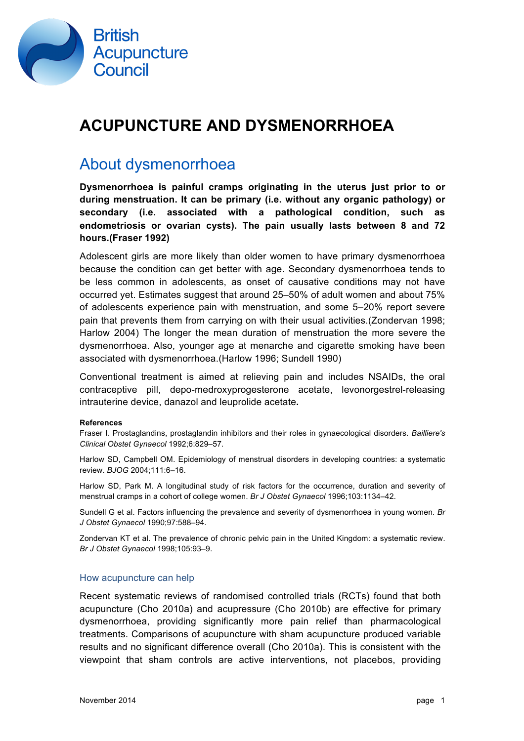British Acupuncture Council

# ACUPUNCTURE AND DYSMENORRHOEA

## About dysmenorrhoea

**Dysmenorrhoea is painful cramps originating in the uterus just prior to or during menstruation. It can be primary (i.e. without any organic pathology) or secondary (i.e. associated with a pathological condition, such as endometriosis or ovarian cysts). The pain usually lasts between 8 and 72 hours.(Fraser 1992)**

Adolescent girls are more likely than older women to have primary dysmenorrhoea because the condition can get better with age. Secondary dysmenorrhoea tends to be less common in adolescents, as onset of causative conditions may not have occurred yet. Estimates suggest that around 25–50% of adult women and about 75% of adolescents experience pain with menstruation, and some 5–20% report severe pain that prevents them from carrying on with their usual activities.(Zondervan 1998; Harlow 2004) The longer the mean duration of menstruation the more severe the dysmenorrhoea. Also, younger age at menarche and cigarette smoking have been associated with dysmenorrhoea.(Harlow 1996; Sundell 1990)

Conventional treatment is aimed at relieving pain and includes NSAIDs, the oral contraceptive pill, depo-medroxyprogesterone acetate, levonorgestrel-releasing intrauterine device, danazol and leuprolide acetate**.**

**References**

Fraser I. Prostaglandins, prostaglandin inhibitors and their roles in gynaecological disorders. *Bailliere's Clinical Obstet Gynaecol* 1992;6:829–57.

Harlow SD, Campbell OM. Epidemiology of menstrual disorders in developing countries: a systematic review. *BJOG* 2004;111:6–16.

Harlow SD, Park M. A longitudinal study of risk factors for the occurrence, duration and severity of menstrual cramps in a cohort of college women. *Br J Obstet Gynaecol* 1996;103:1134–42.

Sundell G et al. Factors influencing the prevalence and severity of dysmenorrhoea in young women. *Br J Obstet Gynaecol* 1990;97:588–94.

Zondervan KT et al. The prevalence of chronic pelvic pain in the United Kingdom: a systematic review. *Br J Obstet Gynaecol* 1998;105:93–9.

### How acupuncture can help

Recent systematic reviews of randomised controlled trials (RCTs) found that both acupuncture (Cho 2010a) and acupressure (Cho 2010b) are effective for primary dysmenorrhoea, providing significantly more pain relief than pharmacological treatments. Comparisons of acupuncture with sham acupuncture produced variable results and no significant difference overall (Cho 2010a). This is consistent with the viewpoint that sham controls are active interventions, not placebos, providing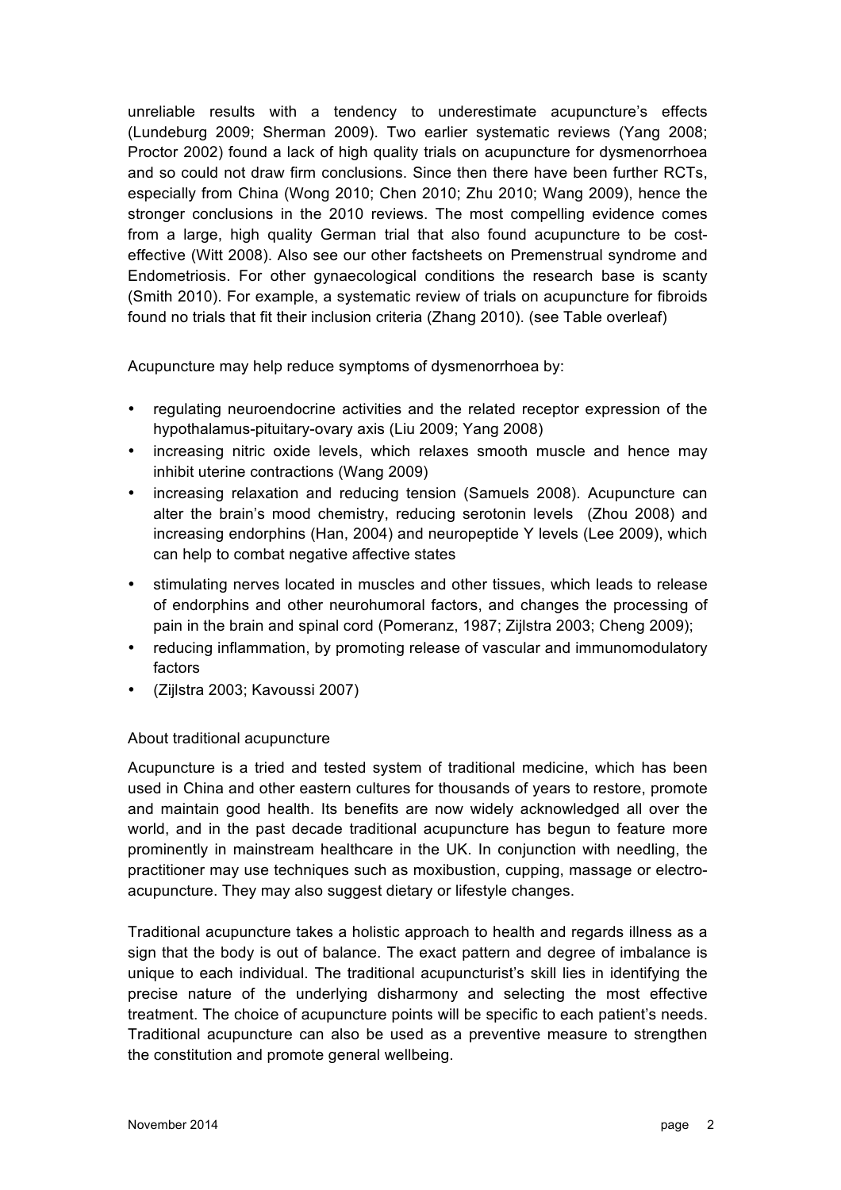unreliable results with a tendency to underestimate acupuncture's effects (Lundeburg 2009; Sherman 2009). Two earlier systematic reviews (Yang 2008; Proctor 2002) found a lack of high quality trials on acupuncture for dysmenorrhoea and so could not draw firm conclusions. Since then there have been further RCTs, especially from China (Wong 2010; Chen 2010; Zhu 2010; Wang 2009), hence the stronger conclusions in the 2010 reviews. The most compelling evidence comes from a large, high quality German trial that also found acupuncture to be cost-effective (Witt 2008). Also see our other factsheets on Premenstrual syndrome and Endometriosis. For other gynaecological conditions the research base is scanty (Smith 2010). For example, a systematic review of trials on acupuncture for fibroids found no trials that fit their inclusion criteria (Zhang 2010). (see Table overleaf)

Acupuncture may help reduce symptoms of dysmenorrhoea by:

- regulating neuroendocrine activities and the related receptor expression of the hypothalamus-pituitary-ovary axis (Liu 2009; Yang 2008)
- increasing nitric oxide levels, which relaxes smooth muscle and hence may inhibit uterine contractions (Wang 2009)
- increasing relaxation and reducing tension (Samuels 2008). Acupuncture can alter the brain's mood chemistry, reducing serotonin levels (Zhou 2008) and increasing endorphins (Han, 2004) and neuropeptide Y levels (Lee 2009), which can help to combat negative affective states
- stimulating nerves located in muscles and other tissues, which leads to release of endorphins and other neurohumoral factors, and changes the processing of pain in the brain and spinal cord (Pomeranz, 1987; Zijlstra 2003; Cheng 2009);
- reducing inflammation, by promoting release of vascular and immunomodulatory factors
- (Zijlstra 2003; Kavoussi 2007)

## About traditional acupuncture

Acupuncture is a tried and tested system of traditional medicine, which has been used in China and other eastern cultures for thousands of years to restore, promote and maintain good health. Its benefits are now widely acknowledged all over the world, and in the past decade traditional acupuncture has begun to feature more prominently in mainstream healthcare in the UK. In conjunction with needling, the practitioner may use techniques such as moxibustion, cupping, massage or electro-acupuncture. They may also suggest dietary or lifestyle changes.

Traditional acupuncture takes a holistic approach to health and regards illness as a sign that the body is out of balance. The exact pattern and degree of imbalance is unique to each individual. The traditional acupuncturist's skill lies in identifying the precise nature of the underlying disharmony and selecting the most effective treatment. The choice of acupuncture points will be specific to each patient's needs. Traditional acupuncture can also be used as a preventive measure to strengthen the constitution and promote general wellbeing.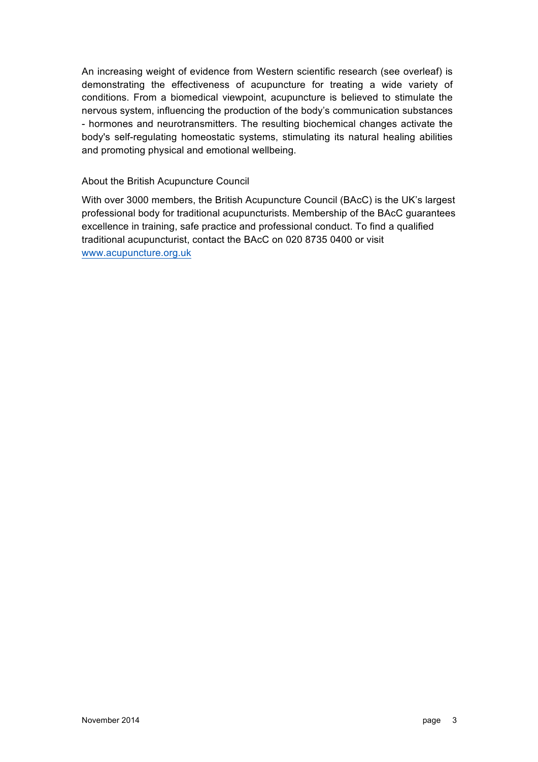An increasing weight of evidence from Western scientific research (see overleaf) is demonstrating the effectiveness of acupuncture for treating a wide variety of conditions. From a biomedical viewpoint, acupuncture is believed to stimulate the nervous system, influencing the production of the body's communication substances - hormones and neurotransmitters. The resulting biochemical changes activate the body's self-regulating homeostatic systems, stimulating its natural healing abilities and promoting physical and emotional wellbeing.

About the British Acupuncture Council

With over 3000 members, the British Acupuncture Council (BAcC) is the UK's largest professional body for traditional acupuncturists. Membership of the BAcC guarantees excellence in training, safe practice and professional conduct. To find a qualified traditional acupuncturist, contact the BAcC on 020 8735 0400 or visit [www.acupuncture.org.uk](http://www.acupuncture.org.uk)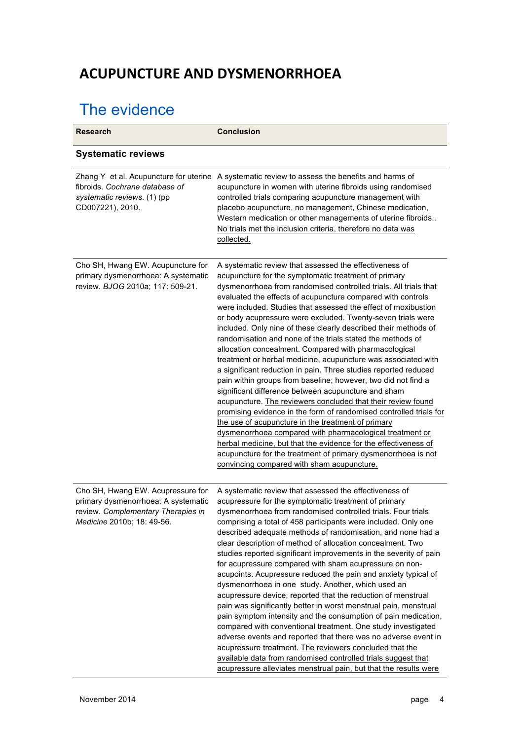# ACUPUNCTURE AND DYSMENORRHOEA

## The evidence

| Research | Conclusion |
|---|---|
| **Systematic reviews** | |
| Zhang Y et al. Acupuncture for uterine fibroids. *Cochrane database of systematic reviews*. (1) (pp CD007221), 2010. | A systematic review to assess the benefits and harms of acupuncture in women with uterine fibroids using randomised controlled trials comparing acupuncture management with placebo acupuncture, no management, Chinese medication, Western medication or other managements of uterine fibroids.. No trials met the inclusion criteria, therefore no data was collected. |
| Cho SH, Hwang EW. Acupuncture for primary dysmenorrhoea: A systematic review. *BJOG* 2010a; 117: 509-21. | A systematic review that assessed the effectiveness of acupuncture for the symptomatic treatment of primary dysmenorrhoea from randomised controlled trials. All trials that evaluated the effects of acupuncture compared with controls were included. Studies that assessed the effect of moxibustion or body acupressure were excluded. Twenty-seven trials were included. Only nine of these clearly described their methods of randomisation and none of the trials stated the methods of allocation concealment. Compared with pharmacological treatment or herbal medicine, acupuncture was associated with a significant reduction in pain. Three studies reported reduced pain within groups from baseline; however, two did not find a significant difference between acupuncture and sham acupuncture. The reviewers concluded that their review found promising evidence in the form of randomised controlled trials for the use of acupuncture in the treatment of primary dysmenorrhoea compared with pharmacological treatment or herbal medicine, but that the evidence for the effectiveness of acupuncture for the treatment of primary dysmenorrhoea is not convincing compared with sham acupuncture. |
| Cho SH, Hwang EW. Acupressure for primary dysmenorrhoea: A systematic review. *Complementary Therapies in Medicine* 2010b; 18: 49-56. | A systematic review that assessed the effectiveness of acupressure for the symptomatic treatment of primary dysmenorrhoea from randomised controlled trials. Four trials comprising a total of 458 participants were included. Only one described adequate methods of randomisation, and none had a clear description of method of allocation concealment. Two studies reported significant improvements in the severity of pain for acupressure compared with sham acupressure on non-acupoints. Acupressure reduced the pain and anxiety typical of dysmenorrhoea in one study. Another, which used an acupressure device, reported that the reduction of menstrual pain was significantly better in worst menstrual pain, menstrual pain symptom intensity and the consumption of pain medication, compared with conventional treatment. One study investigated adverse events and reported that there was no adverse event in acupressure treatment. The reviewers concluded that the available data from randomised controlled trials suggest that acupressure alleviates menstrual pain, but that the results were |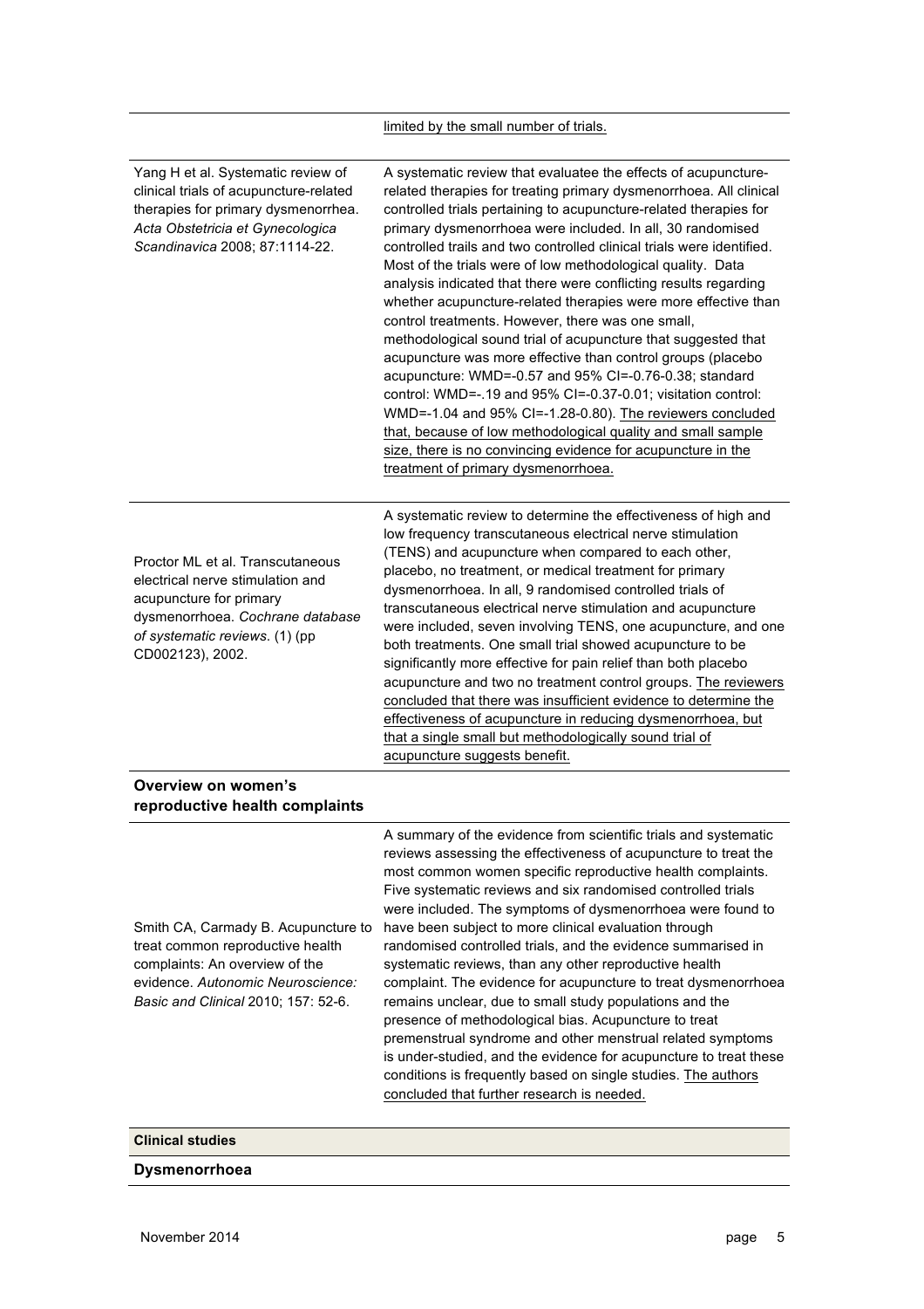| | |
|---|---|
| | <u>limited by the small number of trials.</u> |
| Yang H et al. Systematic review of clinical trials of acupuncture-related therapies for primary dysmenorrhea. *Acta Obstetricia et Gynecologica Scandinavica* 2008; 87:1114-22. | A systematic review that evaluatee the effects of acupuncture-related therapies for treating primary dysmenorrhoea. All clinical controlled trials pertaining to acupuncture-related therapies for primary dysmenorrhoea were included. In all, 30 randomised controlled trails and two controlled clinical trials were identified. Most of the trials were of low methodological quality. Data analysis indicated that there were conflicting results regarding whether acupuncture-related therapies were more effective than control treatments. However, there was one small, methodological sound trial of acupuncture that suggested that acupuncture was more effective than control groups (placebo acupuncture: WMD=-0.57 and 95% CI=-0.76-0.38; standard control: WMD=-.19 and 95% CI=-0.37-0.01; visitation control: WMD=-1.04 and 95% CI=-1.28-0.80). <u>The reviewers concluded that, because of low methodological quality and small sample size, there is no convincing evidence for acupuncture in the treatment of primary dysmenorrhoea.</u> |
| Proctor ML et al. Transcutaneous electrical nerve stimulation and acupuncture for primary dysmenorrhoea. *Cochrane database of systematic reviews.* (1) (pp CD002123), 2002. | A systematic review to determine the effectiveness of high and low frequency transcutaneous electrical nerve stimulation (TENS) and acupuncture when compared to each other, placebo, no treatment, or medical treatment for primary dysmenorrhoea. In all, 9 randomised controlled trials of transcutaneous electrical nerve stimulation and acupuncture were included, seven involving TENS, one acupuncture, and one both treatments. One small trial showed acupuncture to be significantly more effective for pain relief than both placebo acupuncture and two no treatment control groups. <u>The reviewers concluded that there was insufficient evidence to determine the effectiveness of acupuncture in reducing dysmenorrhoea, but that a single small but methodologically sound trial of acupuncture suggests benefit.</u> |
| **Overview on women's reproductive health complaints** | |
| Smith CA, Carmady B. Acupuncture to treat common reproductive health complaints: An overview of the evidence. *Autonomic Neuroscience: Basic and Clinical* 2010; 157: 52-6. | A summary of the evidence from scientific trials and systematic reviews assessing the effectiveness of acupuncture to treat the most common women specific reproductive health complaints. Five systematic reviews and six randomised controlled trials were included. The symptoms of dysmenorrhoea were found to have been subject to more clinical evaluation through randomised controlled trials, and the evidence summarised in systematic reviews, than any other reproductive health complaint. The evidence for acupuncture to treat dysmenorrhoea remains unclear, due to small study populations and the presence of methodological bias. Acupuncture to treat premenstrual syndrome and other menstrual related symptoms is under-studied, and the evidence for acupuncture to treat these conditions is frequently based on single studies. <u>The authors concluded that further research is needed.</u> |

## Clinical studies

### Dysmenorrhoea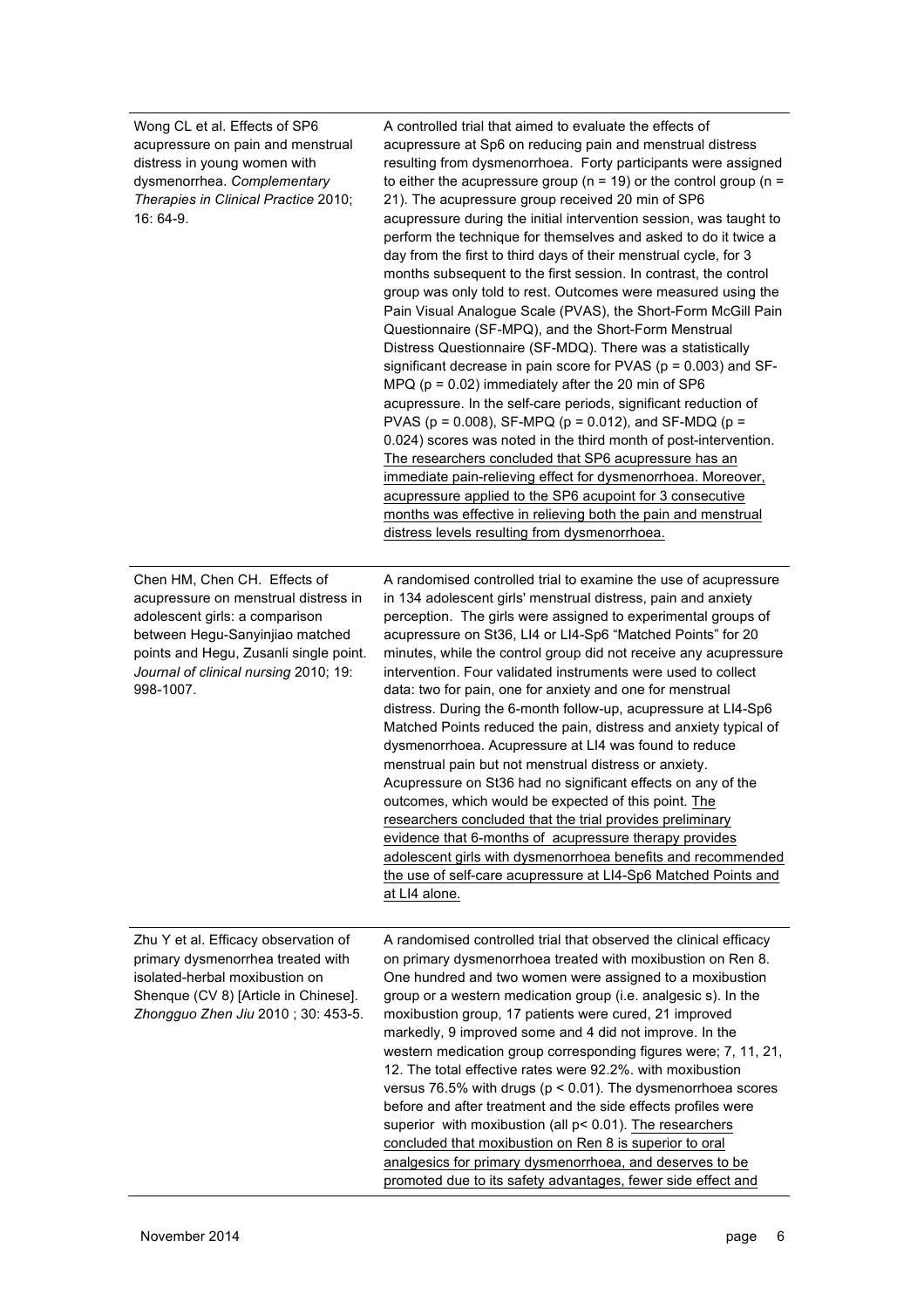| | |
|---|---|
| Wong CL et al. Effects of SP6 acupressure on pain and menstrual distress in young women with dysmenorrhea. *Complementary Therapies in Clinical Practice* 2010; 16: 64-9. | A controlled trial that aimed to evaluate the effects of acupressure at Sp6 on reducing pain and menstrual distress resulting from dysmenorrhoea. Forty participants were assigned to either the acupressure group ($n = 19$) or the control group ($n = 21$). The acupressure group received 20 min of SP6 acupressure during the initial intervention session, was taught to perform the technique for themselves and asked to do it twice a day from the first to third days of their menstrual cycle, for 3 months subsequent to the first session. In contrast, the control group was only told to rest. Outcomes were measured using the Pain Visual Analogue Scale (PVAS), the Short-Form McGill Pain Questionnaire (SF-MPQ), and the Short-Form Menstrual Distress Questionnaire (SF-MDQ). There was a statistically significant decrease in pain score for PVAS ($p = 0.003$) and SF-MPQ ($p = 0.02$) immediately after the 20 min of SP6 acupressure. In the self-care periods, significant reduction of PVAS ($p = 0.008$), SF-MPQ ($p = 0.012$), and SF-MDQ ($p = 0.024$) scores was noted in the third month of post-intervention. <u>The researchers concluded that SP6 acupressure has an immediate pain-relieving effect for dysmenorrhoea. Moreover, acupressure applied to the SP6 acupoint for 3 consecutive months was effective in relieving both the pain and menstrual distress levels resulting from dysmenorrhoea.</u> |
| Chen HM, Chen CH. Effects of acupressure on menstrual distress in adolescent girls: a comparison between Hegu-Sanyinjiao matched points and Hegu, Zusanli single point. *Journal of clinical nursing* 2010; 19: 998-1007. | A randomised controlled trial to examine the use of acupressure in 134 adolescent girls' menstrual distress, pain and anxiety perception. The girls were assigned to experimental groups of acupressure on St36, LI4 or LI4-Sp6 "Matched Points" for 20 minutes, while the control group did not receive any acupressure intervention. Four validated instruments were used to collect data: two for pain, one for anxiety and one for menstrual distress. During the 6-month follow-up, acupressure at LI4-Sp6 Matched Points reduced the pain, distress and anxiety typical of dysmenorrhoea. Acupressure at LI4 was found to reduce menstrual pain but not menstrual distress or anxiety. Acupressure on St36 had no significant effects on any of the outcomes, which would be expected of this point. <u>The researchers concluded that the trial provides preliminary evidence that 6-months of acupressure therapy provides adolescent girls with dysmenorrhoea benefits and recommended the use of self-care acupressure at LI4-Sp6 Matched Points and at LI4 alone.</u> |
| Zhu Y et al. Efficacy observation of primary dysmenorrhea treated with isolated-herbal moxibustion on Shenque (CV 8) [Article in Chinese]. *Zhongguo Zhen Jiu* 2010 ; 30: 453-5. | A randomised controlled trial that observed the clinical efficacy on primary dysmenorrhoea treated with moxibustion on Ren 8. One hundred and two women were assigned to a moxibustion group or a western medication group (i.e. analgesic s). In the moxibustion group, 17 patients were cured, 21 improved markedly, 9 improved some and 4 did not improve. In the western medication group corresponding figures were; 7, 11, 21, 12. The total effective rates were 92.2%. with moxibustion versus 76.5% with drugs ($p < 0.01$). The dysmenorrhoea scores before and after treatment and the side effects profiles were superior with moxibustion (all $p < 0.01$). <u>The researchers concluded that moxibustion on Ren 8 is superior to oral analgesics for primary dysmenorrhoea, and deserves to be promoted due to its safety advantages, fewer side effect and</u> |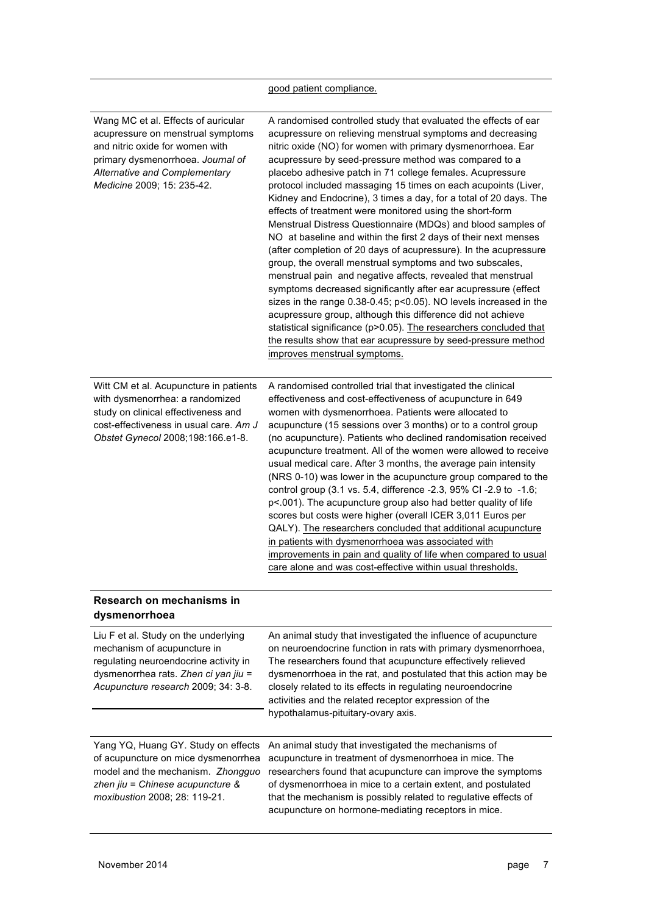| | |
|---|---|
| | <u>good patient compliance.</u> |
| Wang MC et al. Effects of auricular acupressure on menstrual symptoms and nitric oxide for women with primary dysmenorrhoea. *Journal of Alternative and Complementary Medicine* 2009; 15: 235-42. | A randomised controlled study that evaluated the effects of ear acupressure on relieving menstrual symptoms and decreasing nitric oxide (NO) for women with primary dysmenorrhoea. Ear acupressure by seed-pressure method was compared to a placebo adhesive patch in 71 college females. Acupressure protocol included massaging 15 times on each acupoints (Liver, Kidney and Endocrine), 3 times a day, for a total of 20 days. The effects of treatment were monitored using the short-form Menstrual Distress Questionnaire (MDQs) and blood samples of NO at baseline and within the first 2 days of their next menses (after completion of 20 days of acupressure). In the acupressure group, the overall menstrual symptoms and two subscales, menstrual pain and negative affects, revealed that menstrual symptoms decreased significantly after ear acupressure (effect sizes in the range 0.38-0.45; $p<0.05$). NO levels increased in the acupressure group, although this difference did not achieve statistical significance ($p>0.05$). <u>The researchers concluded that the results show that ear acupressure by seed-pressure method improves menstrual symptoms.</u> |
| Witt CM et al. Acupuncture in patients with dysmenorrhea: a randomized study on clinical effectiveness and cost-effectiveness in usual care. *Am J Obstet Gynecol* 2008;198:166.e1-8. | A randomised controlled trial that investigated the clinical effectiveness and cost-effectiveness of acupuncture in 649 women with dysmenorrhoea. Patients were allocated to acupuncture (15 sessions over 3 months) or to a control group (no acupuncture). Patients who declined randomisation received acupuncture treatment. All of the women were allowed to receive usual medical care. After 3 months, the average pain intensity (NRS 0-10) was lower in the acupuncture group compared to the control group (3.1 vs. 5.4, difference -2.3, 95% CI -2.9 to -1.6; $p<.001$). The acupuncture group also had better quality of life scores but costs were higher (overall ICER 3,011 Euros per QALY). <u>The researchers concluded that additional acupuncture in patients with dysmenorrhoea was associated with improvements in pain and quality of life when compared to usual care alone and was cost-effective within usual thresholds.</u> |
| **Research on mechanisms in dysmenorrhoea** | |
| Liu F et al. Study on the underlying mechanism of acupuncture in regulating neuroendocrine activity in dysmenorrhea rats. *Zhen ci yan jiu = Acupuncture research* 2009; 34: 3-8. | An animal study that investigated the influence of acupuncture on neuroendocrine function in rats with primary dysmenorrhoea, The researchers found that acupuncture effectively relieved dysmenorrhoea in the rat, and postulated that this action may be closely related to its effects in regulating neuroendocrine activities and the related receptor expression of the hypothalamus-pituitary-ovary axis. |
| Yang YQ, Huang GY. Study on effects of acupuncture on mice dysmenorrhea model and the mechanism. *Zhongguo zhen jiu = Chinese acupuncture & moxibustion* 2008; 28: 119-21. | An animal study that investigated the mechanisms of acupuncture in treatment of dysmenorrhoea in mice. The researchers found that acupuncture can improve the symptoms of dysmenorrhoea in mice to a certain extent, and postulated that the mechanism is possibly related to regulative effects of acupuncture on hormone-mediating receptors in mice. |

November 2014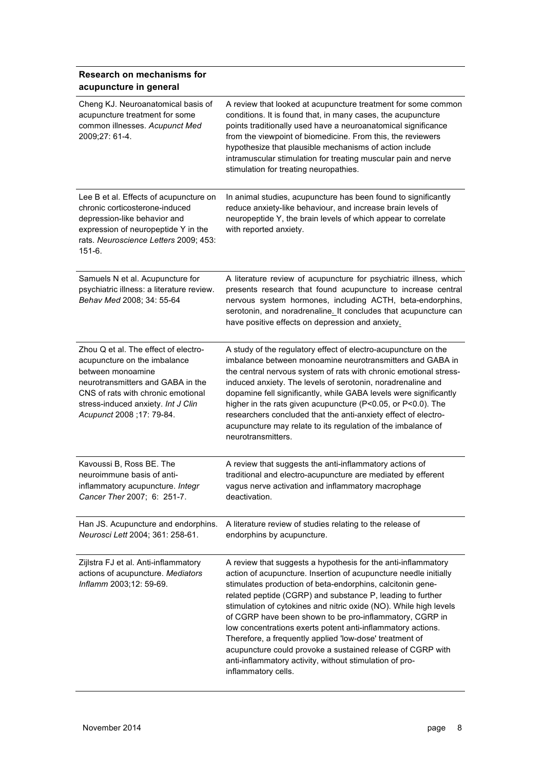| Research on mechanisms for acupuncture in general | |
|---|---|
| Cheng KJ. Neuroanatomical basis of acupuncture treatment for some common illnesses. *Acupunct Med* 2009;27: 61-4. | A review that looked at acupuncture treatment for some common conditions. It is found that, in many cases, the acupuncture points traditionally used have a neuroanatomical significance from the viewpoint of biomedicine. From this, the reviewers hypothesize that plausible mechanisms of action include intramuscular stimulation for treating muscular pain and nerve stimulation for treating neuropathies. |
| Lee B et al. Effects of acupuncture on chronic corticosterone-induced depression-like behavior and expression of neuropeptide Y in the rats. *Neuroscience Letters* 2009; 453: 151-6. | In animal studies, acupuncture has been found to significantly reduce anxiety-like behaviour, and increase brain levels of neuropeptide Y, the brain levels of which appear to correlate with reported anxiety. |
| Samuels N et al. Acupuncture for psychiatric illness: a literature review. *Behav Med* 2008; 34: 55-64 | A literature review of acupuncture for psychiatric illness, which presents research that found acupuncture to increase central nervous system hormones, including ACTH, beta-endorphins, serotonin, and noradrenaline. It concludes that acupuncture can have positive effects on depression and anxiety. |
| Zhou Q et al. The effect of electro-acupuncture on the imbalance between monoamine neurotransmitters and GABA in the CNS of rats with chronic emotional stress-induced anxiety. *Int J Clin Acupunct* 2008 ;17: 79-84. | A study of the regulatory effect of electro-acupuncture on the imbalance between monoamine neurotransmitters and GABA in the central nervous system of rats with chronic emotional stress-induced anxiety. The levels of serotonin, noradrenaline and dopamine fell significantly, while GABA levels were significantly higher in the rats given acupuncture ($P<0.05$, or $P<0.0$). The researchers concluded that the anti-anxiety effect of electro-acupuncture may relate to its regulation of the imbalance of neurotransmitters. |
| Kavoussi B, Ross BE. The neuroimmune basis of anti-inflammatory acupuncture. *Integr Cancer Ther* 2007; 6: 251-7. | A review that suggests the anti-inflammatory actions of traditional and electro-acupuncture are mediated by efferent vagus nerve activation and inflammatory macrophage deactivation. |
| Han JS. Acupuncture and endorphins. *Neurosci Lett* 2004; 361: 258-61. | A literature review of studies relating to the release of endorphins by acupuncture. |
| Zijlstra FJ et al. Anti-inflammatory actions of acupuncture. *Mediators Inflamm* 2003;12: 59-69. | A review that suggests a hypothesis for the anti-inflammatory action of acupuncture. Insertion of acupuncture needle initially stimulates production of beta-endorphins, calcitonin gene-related peptide (CGRP) and substance P, leading to further stimulation of cytokines and nitric oxide (NO). While high levels of CGRP have been shown to be pro-inflammatory, CGRP in low concentrations exerts potent anti-inflammatory actions. Therefore, a frequently applied 'low-dose' treatment of acupuncture could provoke a sustained release of CGRP with anti-inflammatory activity, without stimulation of pro-inflammatory cells. |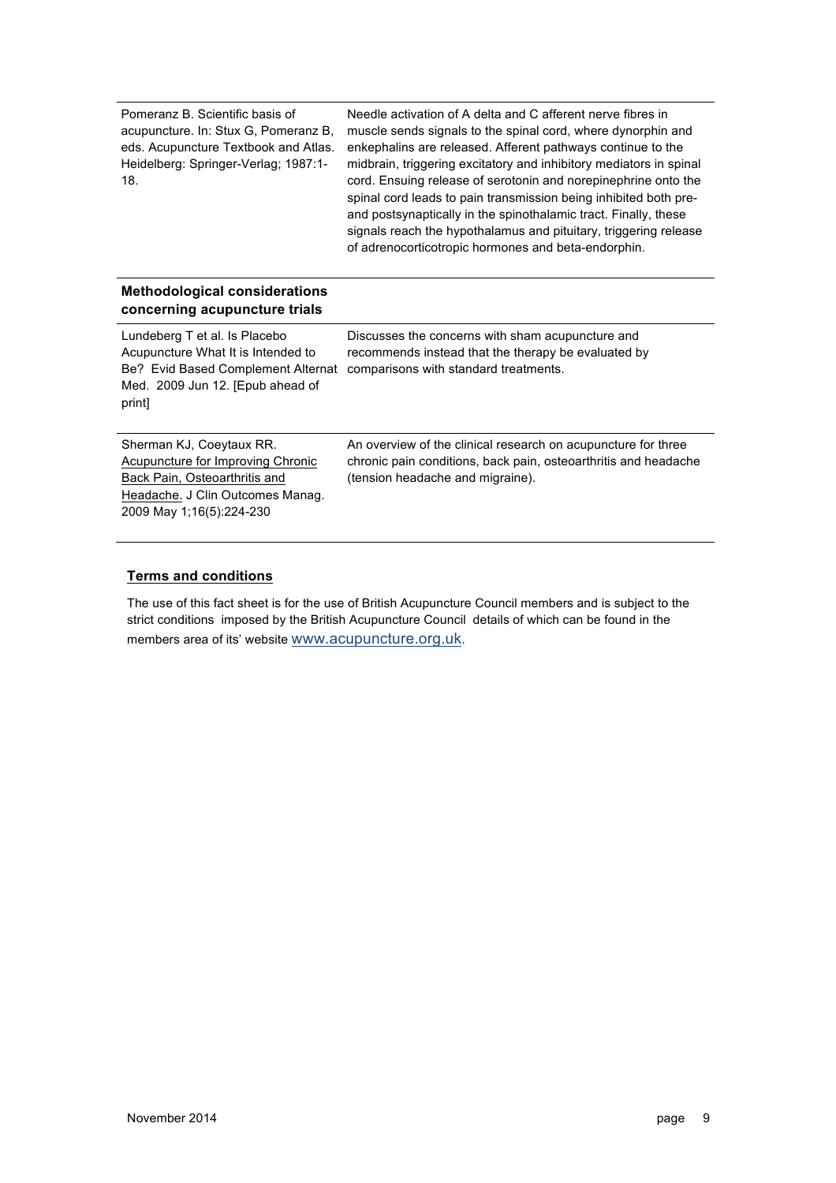| | |
|---|---|
| Pomeranz B. Scientific basis of acupuncture. In: Stux G, Pomeranz B, eds. Acupuncture Textbook and Atlas. Heidelberg: Springer-Verlag; 1987:1-18. | Needle activation of A delta and C afferent nerve fibres in muscle sends signals to the spinal cord, where dynorphin and enkephalins are released. Afferent pathways continue to the midbrain, triggering excitatory and inhibitory mediators in spinal cord. Ensuing release of serotonin and norepinephrine onto the spinal cord leads to pain transmission being inhibited both pre- and postsynaptically in the spinothalamic tract. Finally, these signals reach the hypothalamus and pituitary, triggering release of adrenocorticotropic hormones and beta-endorphin. |
| **Methodological considerations concerning acupuncture trials** | |
| Lundeberg T et al. Is Placebo Acupuncture What It is Intended to Be? Evid Based Complement Alternat Med. 2009 Jun 12. [Epub ahead of print] | Discusses the concerns with sham acupuncture and recommends instead that the therapy be evaluated by comparisons with standard treatments. |
| Sherman KJ, Coeytaux RR. Acupuncture for Improving Chronic Back Pain, Osteoarthritis and Headache. J Clin Outcomes Manag. 2009 May 1;16(5):224-230 | An overview of the clinical research on acupuncture for three chronic pain conditions, back pain, osteoarthritis and headache (tension headache and migraine). |

## Terms and conditions

The use of this fact sheet is for the use of British Acupuncture Council members and is subject to the strict conditions imposed by the British Acupuncture Council details of which can be found in the members area of its' website www.acupuncture.org.uk.

November 2014